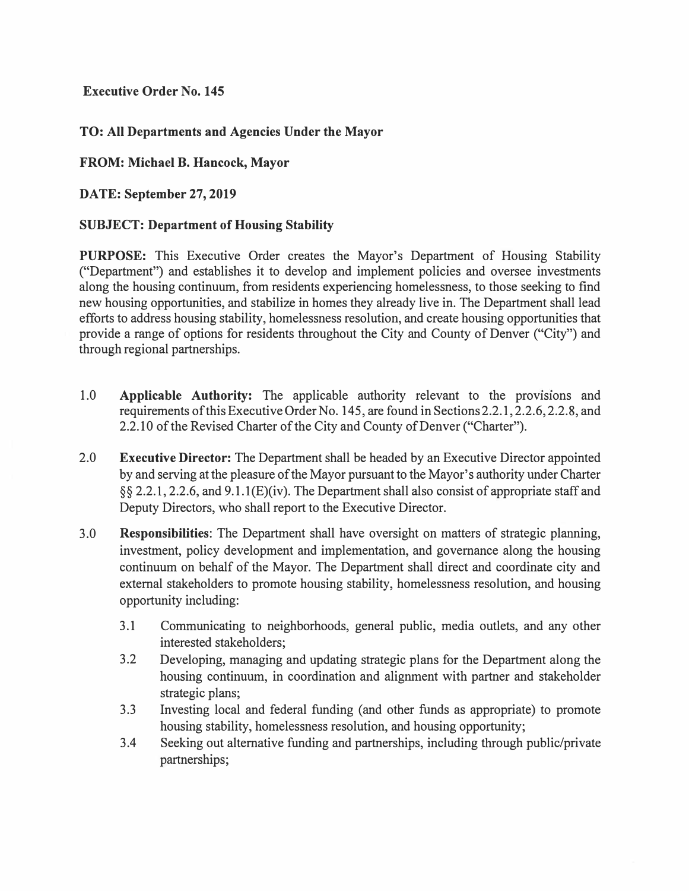**Executive Order No. 145**

**TO: All Departments and Agencies Under the Mayor**

**FROM: Michael B. Hancock, Mayor**

**DATE: September 27, 2019**

**SUBJECT: Department of Housing Stability**

**PURPOSE:** This Executive Order creates the Mayor's Department of Housing Stability ("Department") and establishes it to develop and implement policies and oversee investments along the housing continuum, from residents experiencing homelessness, to those seeking to find new housing opportunities, and stabilize in homes they already live in. The Department shall lead efforts to address housing stability, homelessness resolution, and create housing opportunities that provide a range of options for residents throughout the City and County of Denver ("City") and through regional partnerships.

1.0 **Applicable Authority:** The applicable authority relevant to the provisions and requirements of this Executive Order No. 145, are found in Sections 2.2.1, 2.2.6, 2.2.8, and 2.2.10 of the Revised Charter of the City and County of Denver ("Charter").

2.0 **Executive Director:** The Department shall be headed by an Executive Director appointed by and serving at the pleasure of the Mayor pursuant to the Mayor's authority under Charter §§ 2.2.1, 2.2.6, and 9.1.1(E)(iv). The Department shall also consist of appropriate staff and Deputy Directors, who shall report to the Executive Director.

3.0 **Responsibilities**: The Department shall have oversight on matters of strategic planning, investment, policy development and implementation, and governance along the housing continuum on behalf of the Mayor. The Department shall direct and coordinate city and external stakeholders to promote housing stability, homelessness resolution, and housing opportunity including:

- 3.1 Communicating to neighborhoods, general public, media outlets, and any other interested stakeholders;
- 3.2 Developing, managing and updating strategic plans for the Department along the housing continuum, in coordination and alignment with partner and stakeholder strategic plans;
- 3.3 Investing local and federal funding (and other funds as appropriate) to promote housing stability, homelessness resolution, and housing opportunity;
- 3.4 Seeking out alternative funding and partnerships, including through public/private partnerships;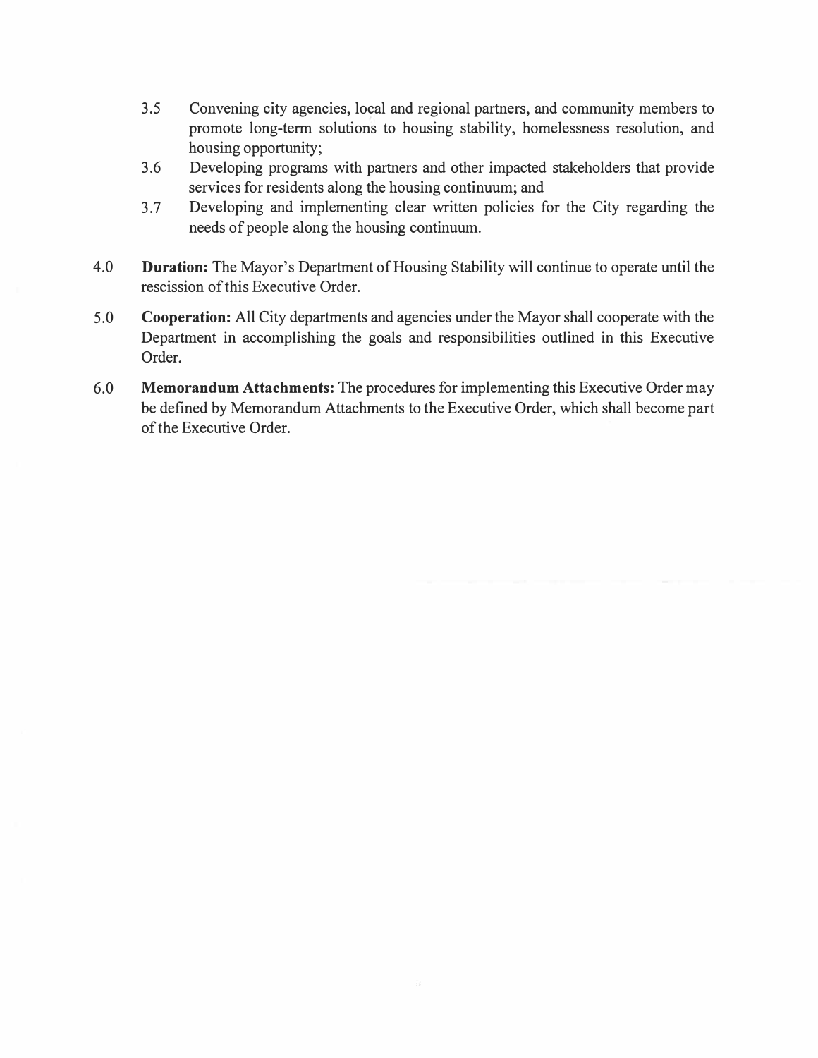3.5 Convening city agencies, local and regional partners, and community members to promote long-term solutions to housing stability, homelessness resolution, and housing opportunity;

3.6 Developing programs with partners and other impacted stakeholders that provide services for residents along the housing continuum; and

3.7 Developing and implementing clear written policies for the City regarding the needs of people along the housing continuum.

4.0 **Duration:** The Mayor's Department of Housing Stability will continue to operate until the rescission of this Executive Order.

5.0 **Cooperation:** All City departments and agencies under the Mayor shall cooperate with the Department in accomplishing the goals and responsibilities outlined in this Executive Order.

6.0 **Memorandum Attachments:** The procedures for implementing this Executive Order may be defined by Memorandum Attachments to the Executive Order, which shall become part of the Executive Order.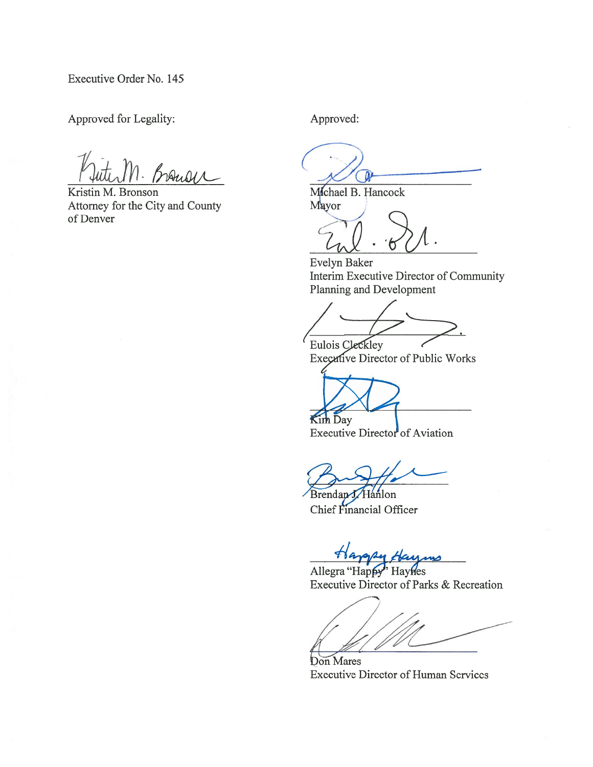Executive Order No. 145

Approved for Legality:

Kristin M. Bronson
Attorney for the City and County of Denver

Approved:

Michael B. Hancock
Mayor

Evelyn Baker
Interim Executive Director of Community Planning and Development

Eulois Cleckley
Executive Director of Public Works

Kim Day
Executive Director of Aviation

Brendan J. Hanlon
Chief Financial Officer

Allegra "Happy" Haynes
Executive Director of Parks & Recreation

Don Mares
Executive Director of Human Services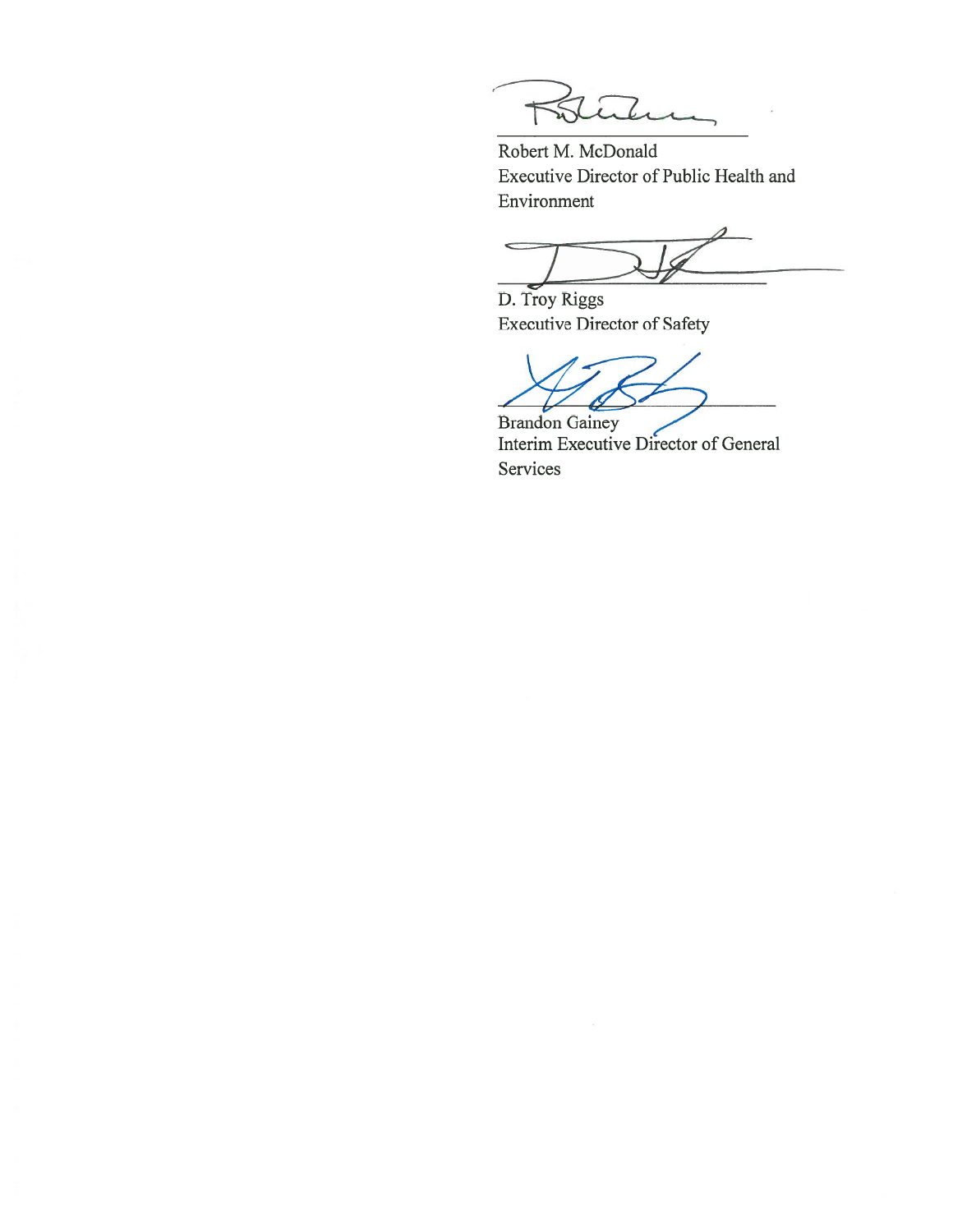Robert M. McDonald
Executive Director of Public Health and Environment

D. Troy Riggs
Executive Director of Safety

Brandon Gainey
Interim Executive Director of General Services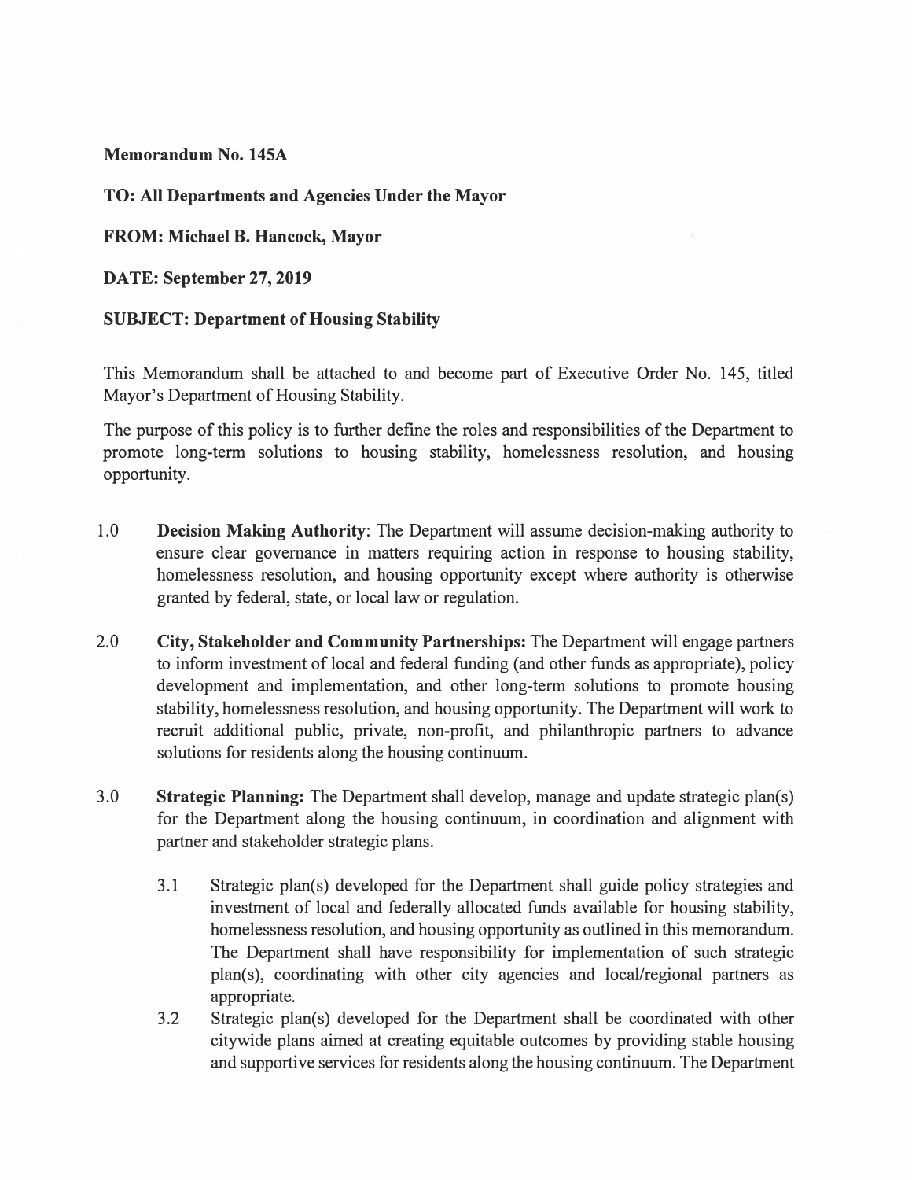**Memorandum No. 145A**

**TO: All Departments and Agencies Under the Mayor**

**FROM: Michael B. Hancock, Mayor**

**DATE: September 27, 2019**

**SUBJECT: Department of Housing Stability**

This Memorandum shall be attached to and become part of Executive Order No. 145, titled Mayor's Department of Housing Stability.

The purpose of this policy is to further define the roles and responsibilities of the Department to promote long-term solutions to housing stability, homelessness resolution, and housing opportunity.

1.0 **Decision Making Authority**: The Department will assume decision-making authority to ensure clear governance in matters requiring action in response to housing stability, homelessness resolution, and housing opportunity except where authority is otherwise granted by federal, state, or local law or regulation.

2.0 **City, Stakeholder and Community Partnerships:** The Department will engage partners to inform investment of local and federal funding (and other funds as appropriate), policy development and implementation, and other long-term solutions to promote housing stability, homelessness resolution, and housing opportunity. The Department will work to recruit additional public, private, non-profit, and philanthropic partners to advance solutions for residents along the housing continuum.

3.0 **Strategic Planning:** The Department shall develop, manage and update strategic plan(s) for the Department along the housing continuum, in coordination and alignment with partner and stakeholder strategic plans.

   3.1 Strategic plan(s) developed for the Department shall guide policy strategies and investment of local and federally allocated funds available for housing stability, homelessness resolution, and housing opportunity as outlined in this memorandum. The Department shall have responsibility for implementation of such strategic plan(s), coordinating with other city agencies and local/regional partners as appropriate.

   3.2 Strategic plan(s) developed for the Department shall be coordinated with other citywide plans aimed at creating equitable outcomes by providing stable housing and supportive services for residents along the housing continuum. The Department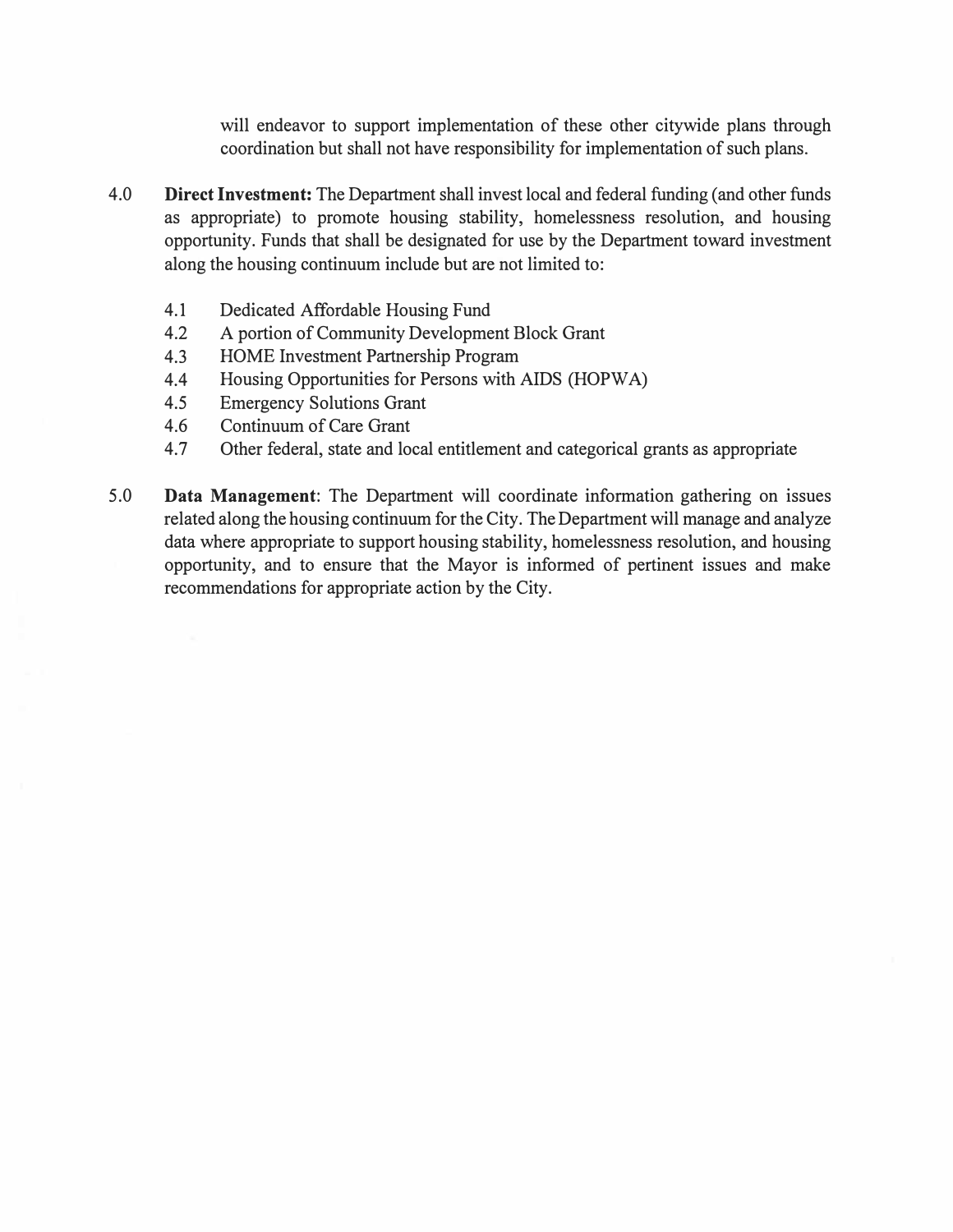will endeavor to support implementation of these other citywide plans through coordination but shall not have responsibility for implementation of such plans.

4.0 **Direct Investment:** The Department shall invest local and federal funding (and other funds as appropriate) to promote housing stability, homelessness resolution, and housing opportunity. Funds that shall be designated for use by the Department toward investment along the housing continuum include but are not limited to:

- 4.1 Dedicated Affordable Housing Fund
- 4.2 A portion of Community Development Block Grant
- 4.3 HOME Investment Partnership Program
- 4.4 Housing Opportunities for Persons with AIDS (HOPWA)
- 4.5 Emergency Solutions Grant
- 4.6 Continuum of Care Grant
- 4.7 Other federal, state and local entitlement and categorical grants as appropriate

5.0 **Data Management**: The Department will coordinate information gathering on issues related along the housing continuum for the City. The Department will manage and analyze data where appropriate to support housing stability, homelessness resolution, and housing opportunity, and to ensure that the Mayor is informed of pertinent issues and make recommendations for appropriate action by the City.